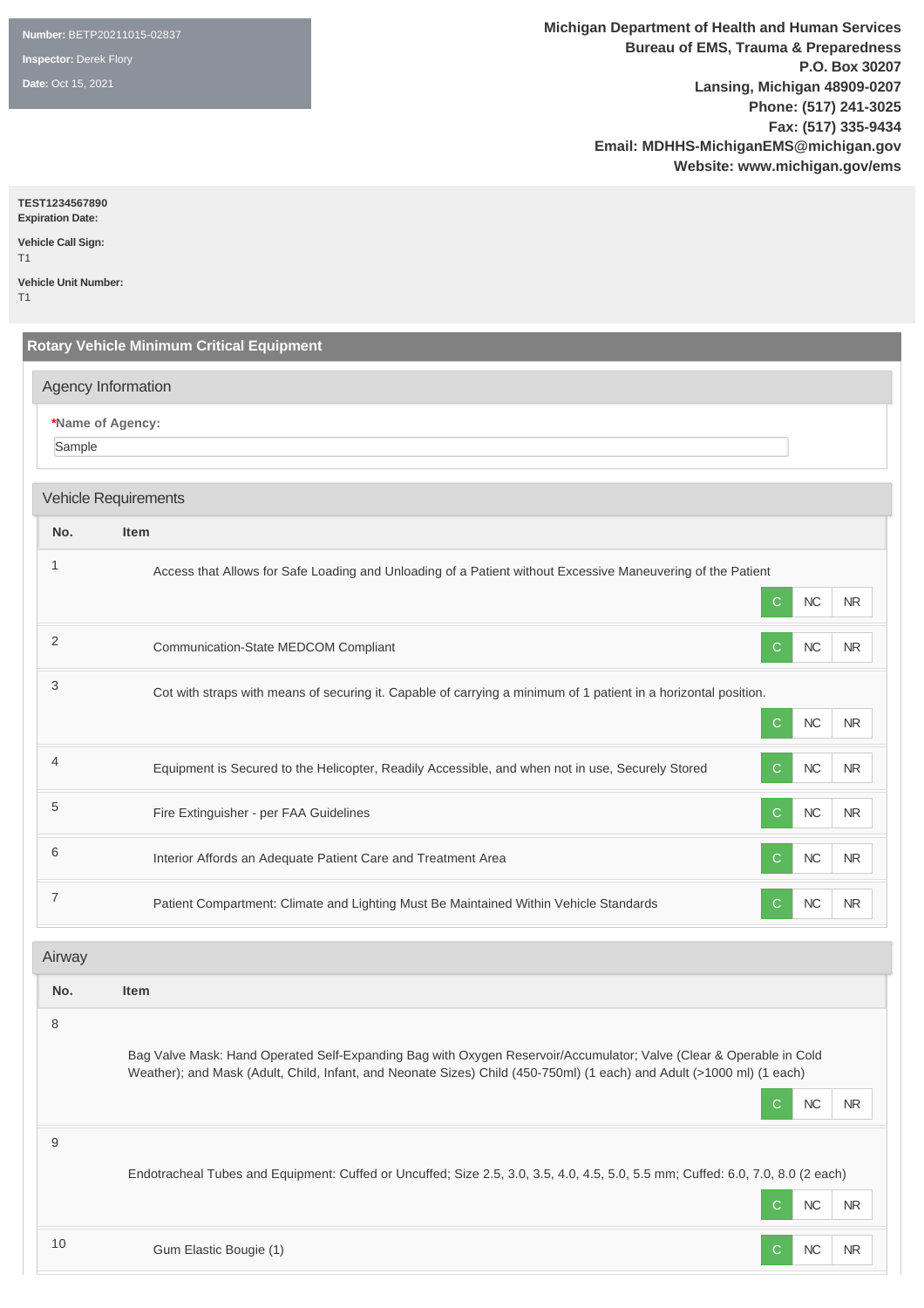**Number:** BETP20211015-02837

**Inspector:** Derek Flory

**Date:** Oct 15, 2021

**Michigan Department of Health and Human Services**
**Bureau of EMS, Trauma & Preparedness**
**P.O. Box 30207**
**Lansing, Michigan 48909-0207**
**Phone: (517) 241-3025**
**Fax: (517) 335-9434**
**Email: MDHHS-MichiganEMS@michigan.gov**
**Website: www.michigan.gov/ems**

**TEST1234567890**
**Expiration Date:**

**Vehicle Call Sign:**
T1

**Vehicle Unit Number:**
T1

## Rotary Vehicle Minimum Critical Equipment

### Agency Information

***Name of Agency:**

Sample

### Vehicle Requirements

| No. | Item | C | NC | NR |
|---|---|---|---|---|
| 1 | Access that Allows for Safe Loading and Unloading of a Patient without Excessive Maneuvering of the Patient | C | NC | NR |
| 2 | Communication-State MEDCOM Compliant | C | NC | NR |
| 3 | Cot with straps with means of securing it. Capable of carrying a minimum of 1 patient in a horizontal position. | C | NC | NR |
| 4 | Equipment is Secured to the Helicopter, Readily Accessible, and when not in use, Securely Stored | C | NC | NR |
| 5 | Fire Extinguisher - per FAA Guidelines | C | NC | NR |
| 6 | Interior Affords an Adequate Patient Care and Treatment Area | C | NC | NR |
| 7 | Patient Compartment: Climate and Lighting Must Be Maintained Within Vehicle Standards | C | NC | NR |

### Airway

| No. | Item | C | NC | NR |
|---|---|---|---|---|
| 8 | Bag Valve Mask: Hand Operated Self-Expanding Bag with Oxygen Reservoir/Accumulator; Valve (Clear & Operable in Cold Weather); and Mask (Adult, Child, Infant, and Neonate Sizes) Child (450-750ml) (1 each) and Adult (>1000 ml) (1 each) | C | NC | NR |
| 9 | Endotracheal Tubes and Equipment: Cuffed or Uncuffed; Size 2.5, 3.0, 3.5, 4.0, 4.5, 5.0, 5.5 mm; Cuffed: 6.0, 7.0, 8.0 (2 each) | C | NC | NR |
| 10 | Gum Elastic Bougie (1) | C | NC | NR |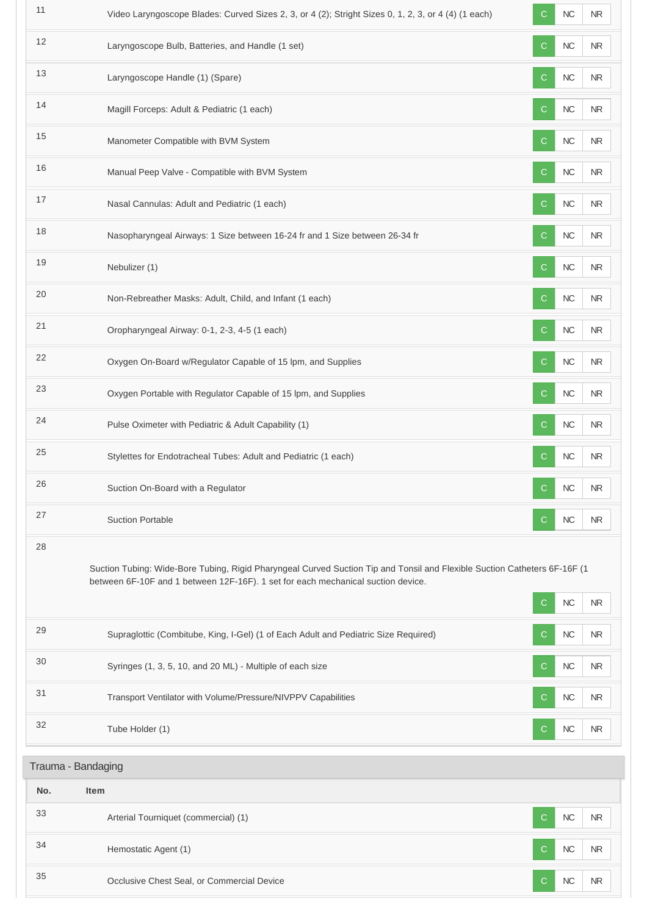| No. | Item | | | |
|---|---|---|---|---|
| 11 | Video Laryngoscope Blades: Curved Sizes 2, 3, or 4 (2); Stright Sizes 0, 1, 2, 3, or 4 (4) (1 each) | C | NC | NR |
| 12 | Laryngoscope Bulb, Batteries, and Handle (1 set) | C | NC | NR |
| 13 | Laryngoscope Handle (1) (Spare) | C | NC | NR |
| 14 | Magill Forceps: Adult & Pediatric (1 each) | C | NC | NR |
| 15 | Manometer Compatible with BVM System | C | NC | NR |
| 16 | Manual Peep Valve - Compatible with BVM System | C | NC | NR |
| 17 | Nasal Cannulas: Adult and Pediatric (1 each) | C | NC | NR |
| 18 | Nasopharyngeal Airways: 1 Size between 16-24 fr and 1 Size between 26-34 fr | C | NC | NR |
| 19 | Nebulizer (1) | C | NC | NR |
| 20 | Non-Rebreather Masks: Adult, Child, and Infant (1 each) | C | NC | NR |
| 21 | Oropharyngeal Airway: 0-1, 2-3, 4-5 (1 each) | C | NC | NR |
| 22 | Oxygen On-Board w/Regulator Capable of 15 lpm, and Supplies | C | NC | NR |
| 23 | Oxygen Portable with Regulator Capable of 15 lpm, and Supplies | C | NC | NR |
| 24 | Pulse Oximeter with Pediatric & Adult Capability (1) | C | NC | NR |
| 25 | Stylettes for Endotracheal Tubes: Adult and Pediatric (1 each) | C | NC | NR |
| 26 | Suction On-Board with a Regulator | C | NC | NR |
| 27 | Suction Portable | C | NC | NR |
| 28 | Suction Tubing: Wide-Bore Tubing, Rigid Pharyngeal Curved Suction Tip and Tonsil and Flexible Suction Catheters 6F-16F (1 between 6F-10F and 1 between 12F-16F). 1 set for each mechanical suction device. | C | NC | NR |
| 29 | Supraglottic (Combitube, King, I-Gel) (1 of Each Adult and Pediatric Size Required) | C | NC | NR |
| 30 | Syringes (1, 3, 5, 10, and 20 ML) - Multiple of each size | C | NC | NR |
| 31 | Transport Ventilator with Volume/Pressure/NIVPPV Capabilities | C | NC | NR |
| 32 | Tube Holder (1) | C | NC | NR |

## Trauma - Bandaging

| No. | Item | | | |
|---|---|---|---|---|
| 33 | Arterial Tourniquet (commercial) (1) | C | NC | NR |
| 34 | Hemostatic Agent (1) | C | NC | NR |
| 35 | Occlusive Chest Seal, or Commercial Device | C | NC | NR |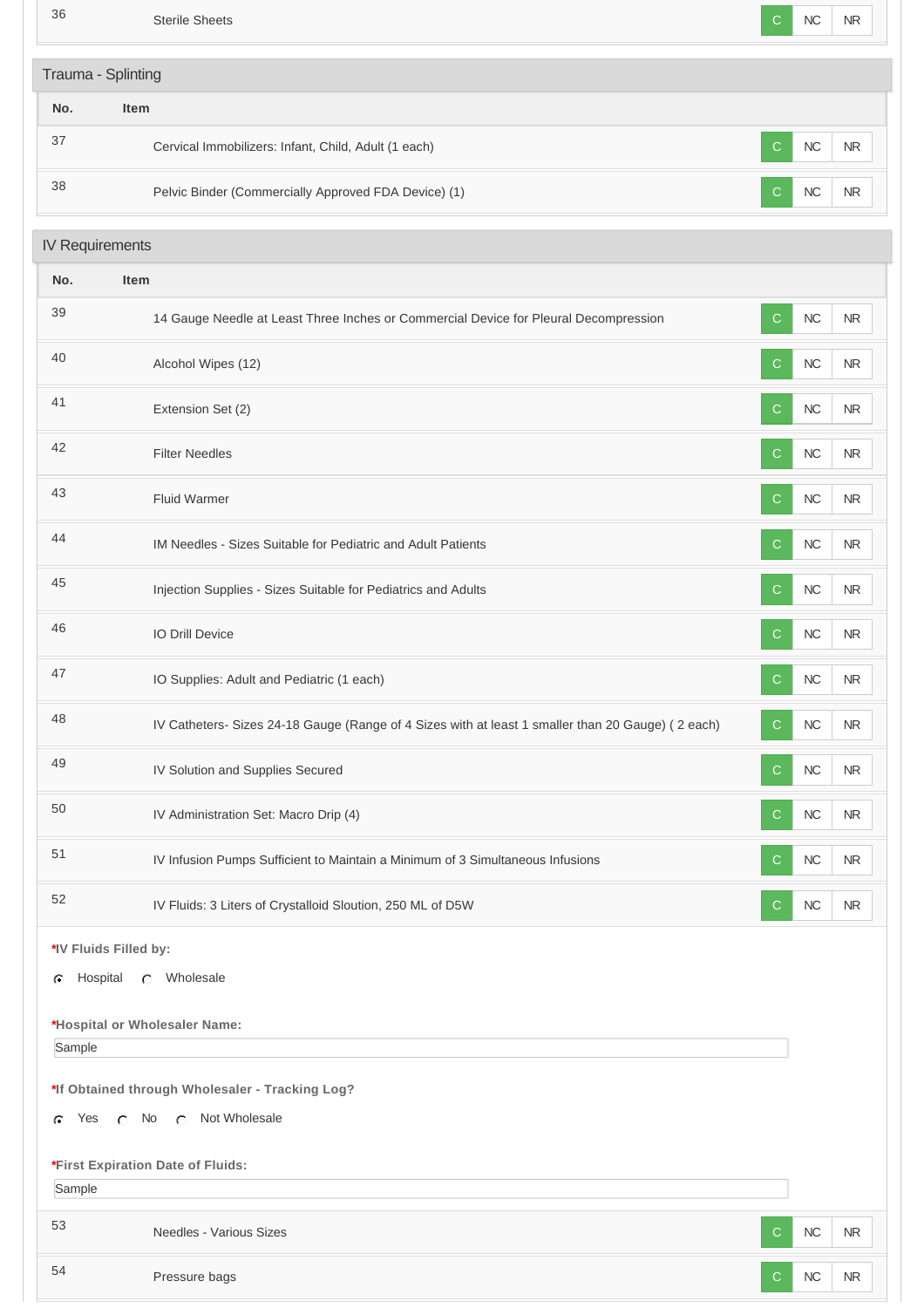| No. | Item | | | |
|---|---|---|---|---|
| 36 | Sterile Sheets | C | NC | NR |

## Trauma - Splinting

| No. | Item | | | |
|---|---|---|---|---|
| 37 | Cervical Immobilizers: Infant, Child, Adult (1 each) | C | NC | NR |
| 38 | Pelvic Binder (Commercially Approved FDA Device) (1) | C | NC | NR |

## IV Requirements

| No. | Item | | | |
|---|---|---|---|---|
| 39 | 14 Gauge Needle at Least Three Inches or Commercial Device for Pleural Decompression | C | NC | NR |
| 40 | Alcohol Wipes (12) | C | NC | NR |
| 41 | Extension Set (2) | C | NC | NR |
| 42 | Filter Needles | C | NC | NR |
| 43 | Fluid Warmer | C | NC | NR |
| 44 | IM Needles - Sizes Suitable for Pediatric and Adult Patients | C | NC | NR |
| 45 | Injection Supplies - Sizes Suitable for Pediatrics and Adults | C | NC | NR |
| 46 | IO Drill Device | C | NC | NR |
| 47 | IO Supplies: Adult and Pediatric (1 each) | C | NC | NR |
| 48 | IV Catheters- Sizes 24-18 Gauge (Range of 4 Sizes with at least 1 smaller than 20 Gauge) ( 2 each) | C | NC | NR |
| 49 | IV Solution and Supplies Secured | C | NC | NR |
| 50 | IV Administration Set: Macro Drip (4) | C | NC | NR |
| 51 | IV Infusion Pumps Sufficient to Maintain a Minimum of 3 Simultaneous Infusions | C | NC | NR |
| 52 | IV Fluids: 3 Liters of Crystalloid Sloution, 250 ML of D5W | C | NC | NR |

**\*IV Fluids Filled by:**

(•) Hospital ( ) Wholesale

**\*Hospital or Wholesaler Name:**

Sample

**\*If Obtained through Wholesaler - Tracking Log?**

(•) Yes ( ) No ( ) Not Wholesale

**\*First Expiration Date of Fluids:**

Sample

| No. | Item | | | |
|---|---|---|---|---|
| 53 | Needles - Various Sizes | C | NC | NR |
| 54 | Pressure bags | C | NC | NR |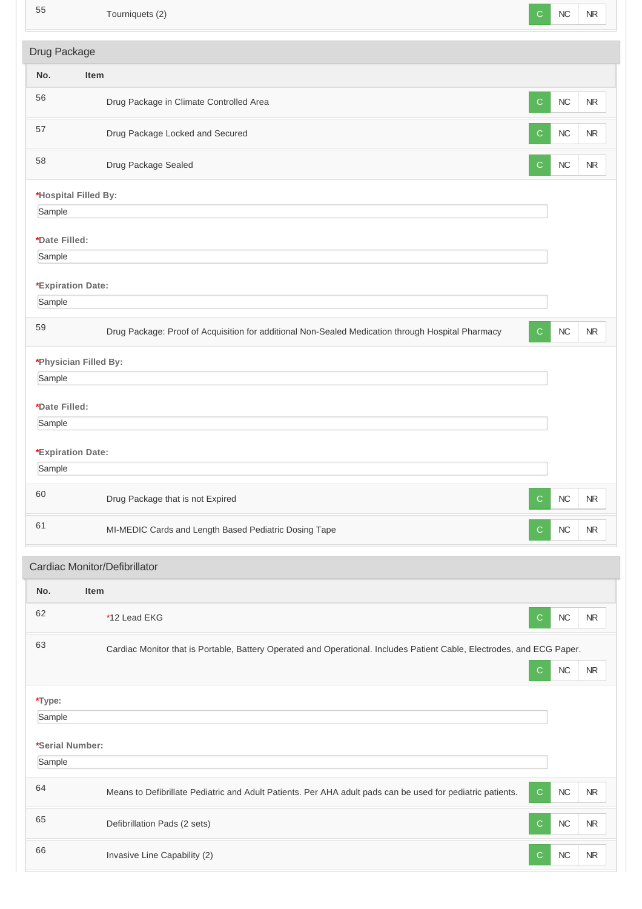| No. | Item | | | |
|---|---|---|---|---|
| 55 | Tourniquets (2) | C | NC | NR |

## Drug Package

| No. | Item | | | |
|---|---|---|---|---|
| 56 | Drug Package in Climate Controlled Area | C | NC | NR |
| 57 | Drug Package Locked and Secured | C | NC | NR |
| 58 | Drug Package Sealed | C | NC | NR |

***Hospital Filled By:**

Sample

***Date Filled:**

Sample

***Expiration Date:**

Sample

| No. | Item | | | |
|---|---|---|---|---|
| 59 | Drug Package: Proof of Acquisition for additional Non-Sealed Medication through Hospital Pharmacy | C | NC | NR |

***Physician Filled By:**

Sample

***Date Filled:**

Sample

***Expiration Date:**

Sample

| No. | Item | | | |
|---|---|---|---|---|
| 60 | Drug Package that is not Expired | C | NC | NR |
| 61 | MI-MEDIC Cards and Length Based Pediatric Dosing Tape | C | NC | NR |

## Cardiac Monitor/Defibrillator

| No. | Item | | | |
|---|---|---|---|---|
| 62 | *12 Lead EKG | C | NC | NR |
| 63 | Cardiac Monitor that is Portable, Battery Operated and Operational. Includes Patient Cable, Electrodes, and ECG Paper. | C | NC | NR |

***Type:**

Sample

***Serial Number:**

Sample

| No. | Item | | | |
|---|---|---|---|---|
| 64 | Means to Defibrillate Pediatric and Adult Patients. Per AHA adult pads can be used for pediatric patients. | C | NC | NR |
| 65 | Defibrillation Pads (2 sets) | C | NC | NR |
| 66 | Invasive Line Capability (2) | C | NC | NR |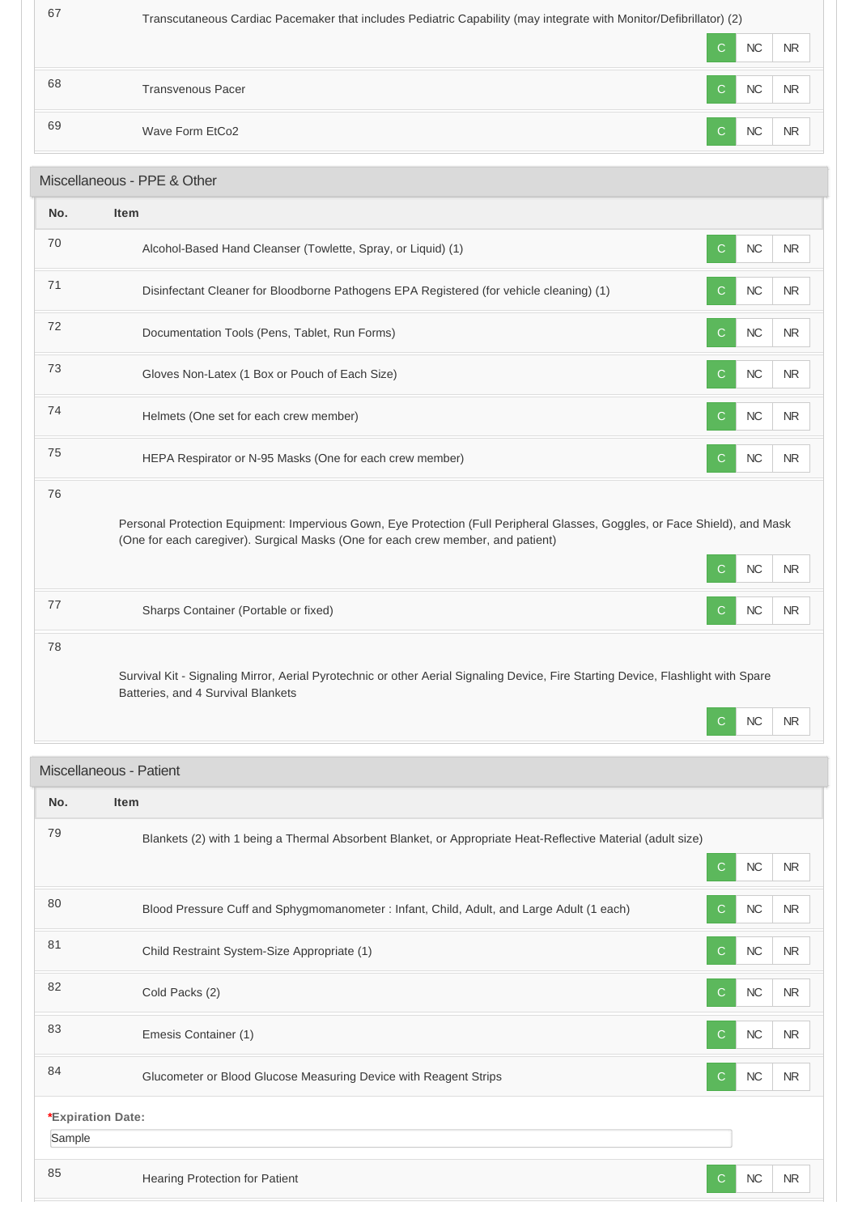| No. | Item | | | |
|---|---|---|---|---|
| 67 | Transcutaneous Cardiac Pacemaker that includes Pediatric Capability (may integrate with Monitor/Defibrillator) (2) | C | NC | NR |
| 68 | Transvenous Pacer | C | NC | NR |
| 69 | Wave Form EtCo2 | C | NC | NR |

## Miscellaneous - PPE & Other

| No. | Item | | | |
|---|---|---|---|---|
| 70 | Alcohol-Based Hand Cleanser (Towlette, Spray, or Liquid) (1) | C | NC | NR |
| 71 | Disinfectant Cleaner for Bloodborne Pathogens EPA Registered (for vehicle cleaning) (1) | C | NC | NR |
| 72 | Documentation Tools (Pens, Tablet, Run Forms) | C | NC | NR |
| 73 | Gloves Non-Latex (1 Box or Pouch of Each Size) | C | NC | NR |
| 74 | Helmets (One set for each crew member) | C | NC | NR |
| 75 | HEPA Respirator or N-95 Masks (One for each crew member) | C | NC | NR |
| 76 | Personal Protection Equipment: Impervious Gown, Eye Protection (Full Peripheral Glasses, Goggles, or Face Shield), and Mask (One for each caregiver). Surgical Masks (One for each crew member, and patient) | C | NC | NR |
| 77 | Sharps Container (Portable or fixed) | C | NC | NR |
| 78 | Survival Kit - Signaling Mirror, Aerial Pyrotechnic or other Aerial Signaling Device, Fire Starting Device, Flashlight with Spare Batteries, and 4 Survival Blankets | C | NC | NR |

## Miscellaneous - Patient

| No. | Item | | | |
|---|---|---|---|---|
| 79 | Blankets (2) with 1 being a Thermal Absorbent Blanket, or Appropriate Heat-Reflective Material (adult size) | C | NC | NR |
| 80 | Blood Pressure Cuff and Sphygmomanometer : Infant, Child, Adult, and Large Adult (1 each) | C | NC | NR |
| 81 | Child Restraint System-Size Appropriate (1) | C | NC | NR |
| 82 | Cold Packs (2) | C | NC | NR |
| 83 | Emesis Container (1) | C | NC | NR |
| 84 | Glucometer or Blood Glucose Measuring Device with Reagent Strips | C | NC | NR |

***Expiration Date:**

Sample

| No. | Item | | | |
|---|---|---|---|---|
| 85 | Hearing Protection for Patient | C | NC | NR |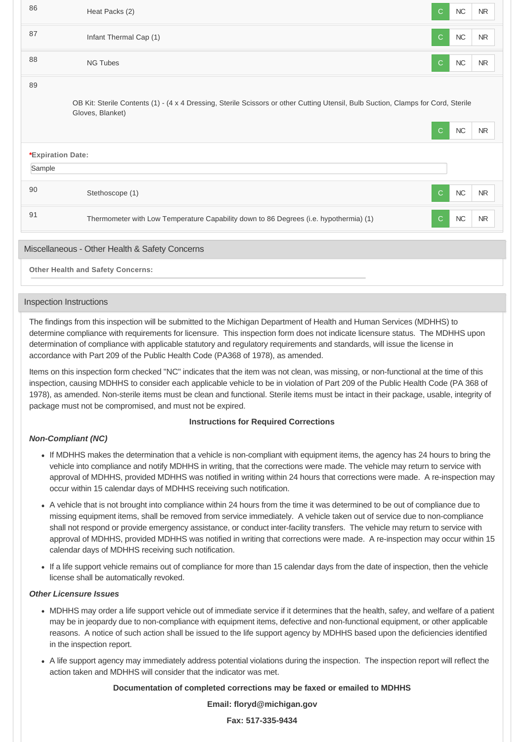| # | Item | Status | | |
|---|---|---|---|---|
| 86 | Heat Packs (2) | C | NC | NR |
| 87 | Infant Thermal Cap (1) | C | NC | NR |
| 88 | NG Tubes | C | NC | NR |
| 89 | OB Kit: Sterile Contents (1) - (4 x 4 Dressing, Sterile Scissors or other Cutting Utensil, Bulb Suction, Clamps for Cord, Sterile Gloves, Blanket) | C | NC | NR |

***Expiration Date:**

Sample

| # | Item | Status | | |
|---|---|---|---|---|
| 90 | Stethoscope (1) | C | NC | NR |
| 91 | Thermometer with Low Temperature Capability down to 86 Degrees (i.e. hypothermia) (1) | C | NC | NR |

## Miscellaneous - Other Health & Safety Concerns

**Other Health and Safety Concerns:**

## Inspection Instructions

The findings from this inspection will be submitted to the Michigan Department of Health and Human Services (MDHHS) to determine compliance with requirements for licensure. This inspection form does not indicate licensure status. The MDHHS upon determination of compliance with applicable statutory and regulatory requirements and standards, will issue the license in accordance with Part 209 of the Public Health Code (PA368 of 1978), as amended.

Items on this inspection form checked "NC" indicates that the item was not clean, was missing, or non-functional at the time of this inspection, causing MDHHS to consider each applicable vehicle to be in violation of Part 209 of the Public Health Code (PA 368 of 1978), as amended. Non-sterile items must be clean and functional. Sterile items must be intact in their package, usable, integrity of package must not be compromised, and must not be expired.

**Instructions for Required Corrections**

***Non-Compliant (NC)***

- If MDHHS makes the determination that a vehicle is non-compliant with equipment items, the agency has 24 hours to bring the vehicle into compliance and notify MDHHS in writing, that the corrections were made. The vehicle may return to service with approval of MDHHS, provided MDHHS was notified in writing within 24 hours that corrections were made. A re-inspection may occur within 15 calendar days of MDHHS receiving such notification.
- A vehicle that is not brought into compliance within 24 hours from the time it was determined to be out of compliance due to missing equipment items, shall be removed from service immediately. A vehicle taken out of service due to non-compliance shall not respond or provide emergency assistance, or conduct inter-facility transfers. The vehicle may return to service with approval of MDHHS, provided MDHHS was notified in writing that corrections were made. A re-inspection may occur within 15 calendar days of MDHHS receiving such notification.
- If a life support vehicle remains out of compliance for more than 15 calendar days from the date of inspection, then the vehicle license shall be automatically revoked.

***Other Licensure Issues***

- MDHHS may order a life support vehicle out of immediate service if it determines that the health, safey, and welfare of a patient may be in jeopardy due to non-compliance with equipment items, defective and non-functional equipment, or other applicable reasons. A notice of such action shall be issued to the life support agency by MDHHS based upon the deficiencies identified in the inspection report.
- A life support agency may immediately address potential violations during the inspection. The inspection report will reflect the action taken and MDHHS will consider that the indicator was met.

**Documentation of completed corrections may be faxed or emailed to MDHHS**

**Email: floryd@michigan.gov**

**Fax: 517-335-9434**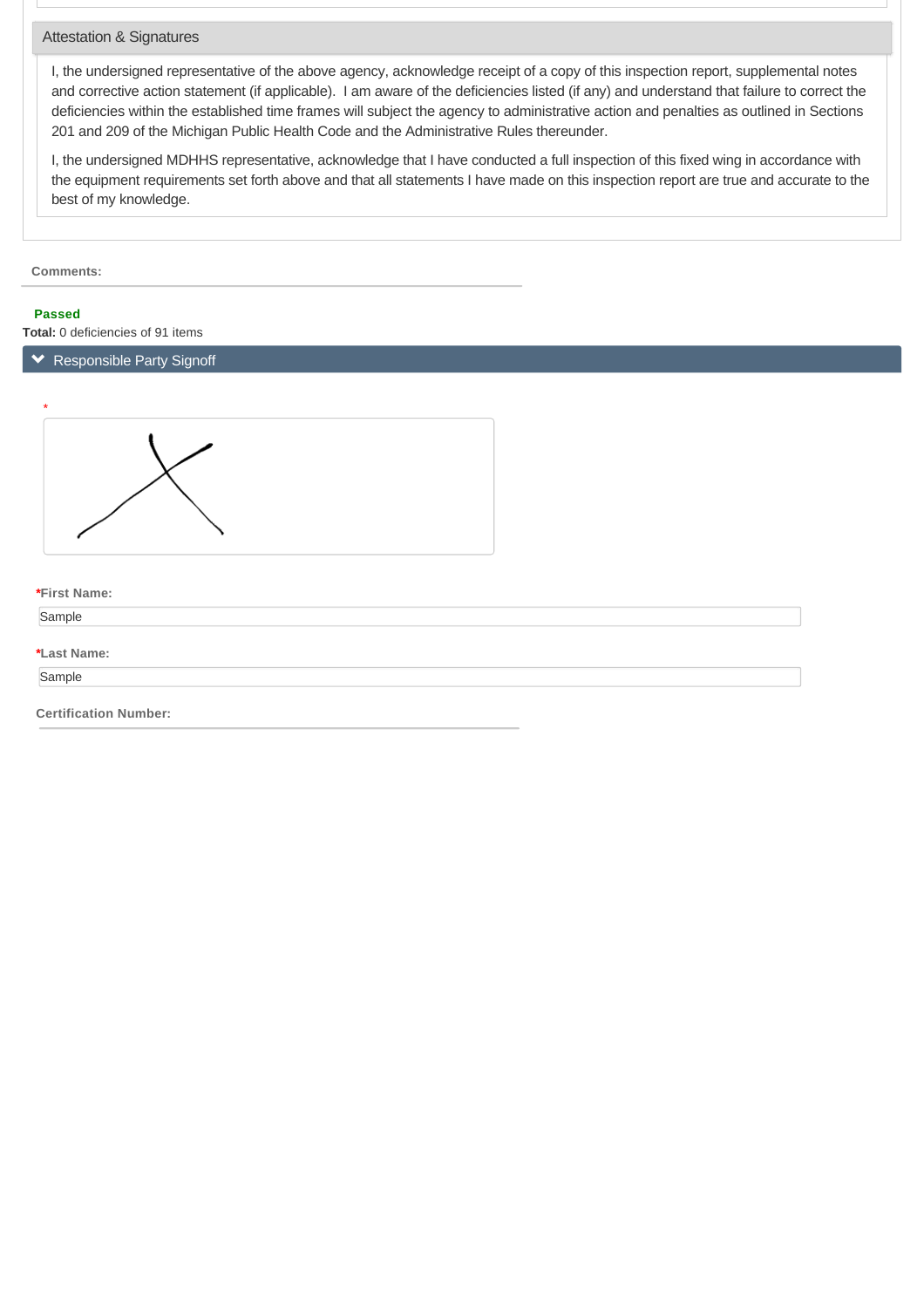## Attestation & Signatures

I, the undersigned representative of the above agency, acknowledge receipt of a copy of this inspection report, supplemental notes and corrective action statement (if applicable). I am aware of the deficiencies listed (if any) and understand that failure to correct the deficiencies within the established time frames will subject the agency to administrative action and penalties as outlined in Sections 201 and 209 of the Michigan Public Health Code and the Administrative Rules thereunder.

I, the undersigned MDHHS representative, acknowledge that I have conducted a full inspection of this fixed wing in accordance with the equipment requirements set forth above and that all statements I have made on this inspection report are true and accurate to the best of my knowledge.

**Comments:**

**Passed**

**Total:** 0 deficiencies of 91 items

## Responsible Party Signoff

*

***First Name:**

Sample

***Last Name:**

Sample

**Certification Number:**